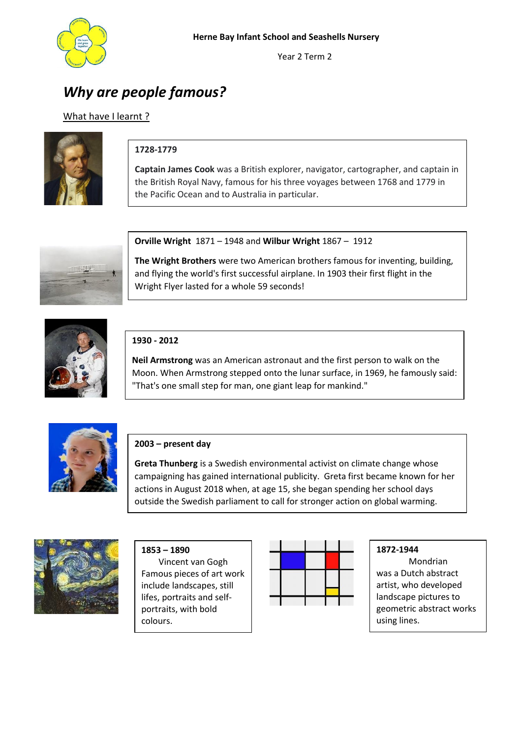Herne Bay Infant School and Seashells Nursery

Year 2 Term 2

# *Why are people famous?*

What have I learnt ?

**1728-1779**

**Captain James Cook** was a British explorer, navigator, cartographer, and captain in the British Royal Navy, famous for his three voyages between 1768 and 1779 in the Pacific Ocean and to Australia in particular.

**Orville Wright** 1871 – 1948 and **Wilbur Wright** 1867 – 1912

**The Wright Brothers** were two American brothers famous for inventing, building, and flying the world's first successful airplane. In 1903 their first flight in the Wright Flyer lasted for a whole 59 seconds!

**1930 - 2012**

**Neil Armstrong** was an American astronaut and the first person to walk on the Moon. When Armstrong stepped onto the lunar surface, in 1969, he famously said: "That's one small step for man, one giant leap for mankind."

**2003 – present day**

**Greta Thunberg** is a Swedish environmental activist on climate change whose campaigning has gained international publicity. Greta first became known for her actions in August 2018 when, at age 15, she began spending her school days outside the Swedish parliament to call for stronger action on global warming.

**1853 – 1890**

Vincent van Gogh Famous pieces of art work include landscapes, still lifes, portraits and self-portraits, with bold colours.

**1872-1944**

Mondrian was a Dutch abstract artist, who developed landscape pictures to geometric abstract works using lines.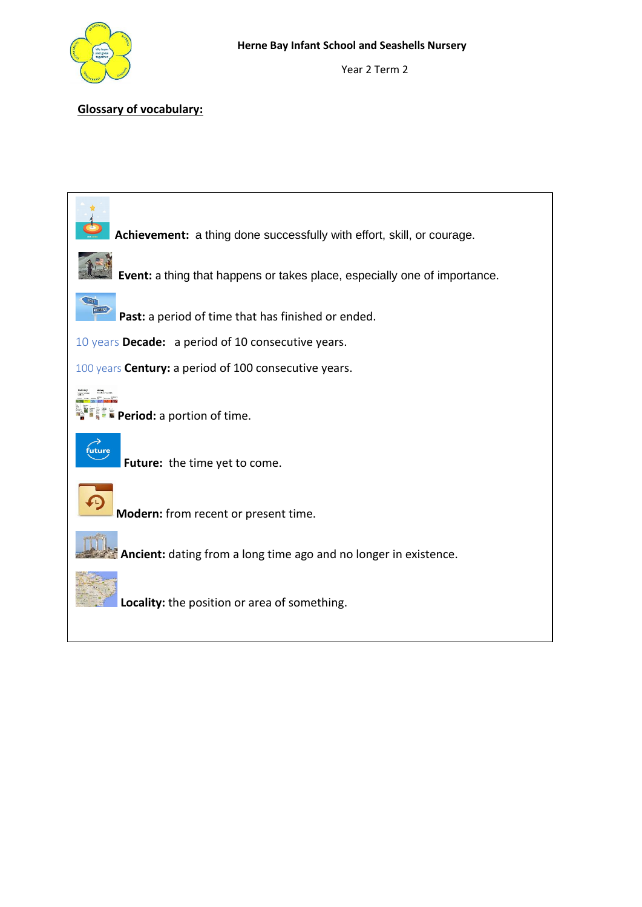Herne Bay Infant School and Seashells Nursery

Year 2 Term 2

**Glossary of vocabulary:**

**Achievement:** a thing done successfully with effort, skill, or courage.

**Event:** a thing that happens or takes place, especially one of importance.

**Past:** a period of time that has finished or ended.

10 years **Decade:** a period of 10 consecutive years.

100 years **Century:** a period of 100 consecutive years.

**Period:** a portion of time.

**Future:** the time yet to come.

**Modern:** from recent or present time.

**Ancient:** dating from a long time ago and no longer in existence.

**Locality:** the position or area of something.